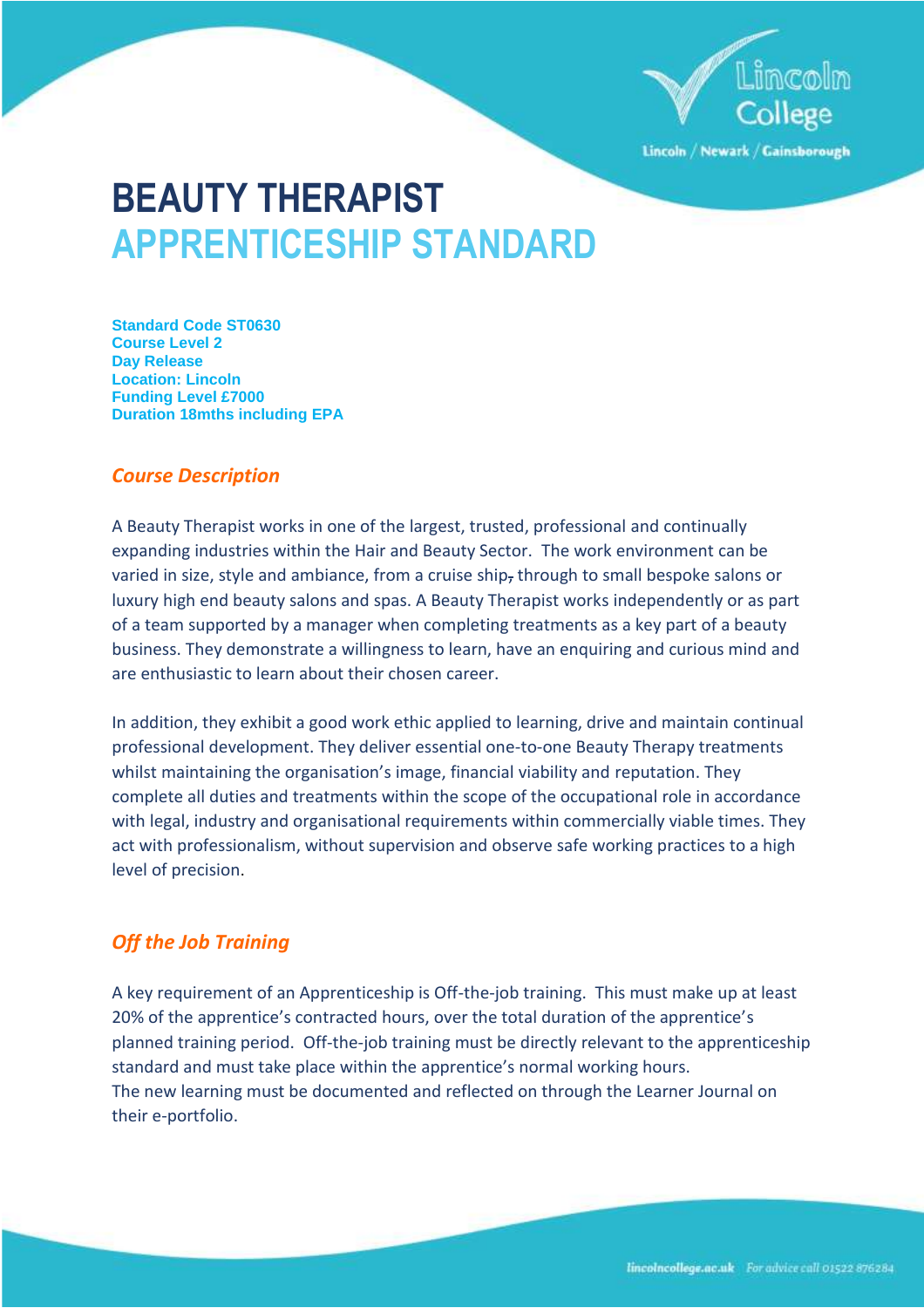# BEAUTY THERAPIST
# APPRENTICESHIP STANDARD

**Standard Code ST0630**
**Course Level 2**
**Day Release**
**Location: Lincoln**
**Funding Level £7000**
**Duration 18mths including EPA**

## *Course Description*

A Beauty Therapist works in one of the largest, trusted, professional and continually expanding industries within the Hair and Beauty Sector. The work environment can be varied in size, style and ambiance, from a cruise ship, through to small bespoke salons or luxury high end beauty salons and spas. A Beauty Therapist works independently or as part of a team supported by a manager when completing treatments as a key part of a beauty business. They demonstrate a willingness to learn, have an enquiring and curious mind and are enthusiastic to learn about their chosen career.

In addition, they exhibit a good work ethic applied to learning, drive and maintain continual professional development. They deliver essential one-to-one Beauty Therapy treatments whilst maintaining the organisation's image, financial viability and reputation. They complete all duties and treatments within the scope of the occupational role in accordance with legal, industry and organisational requirements within commercially viable times. They act with professionalism, without supervision and observe safe working practices to a high level of precision.

## *Off the Job Training*

A key requirement of an Apprenticeship is Off-the-job training. This must make up at least 20% of the apprentice's contracted hours, over the total duration of the apprentice's planned training period. Off-the-job training must be directly relevant to the apprenticeship standard and must take place within the apprentice's normal working hours.
The new learning must be documented and reflected on through the Learner Journal on their e-portfolio.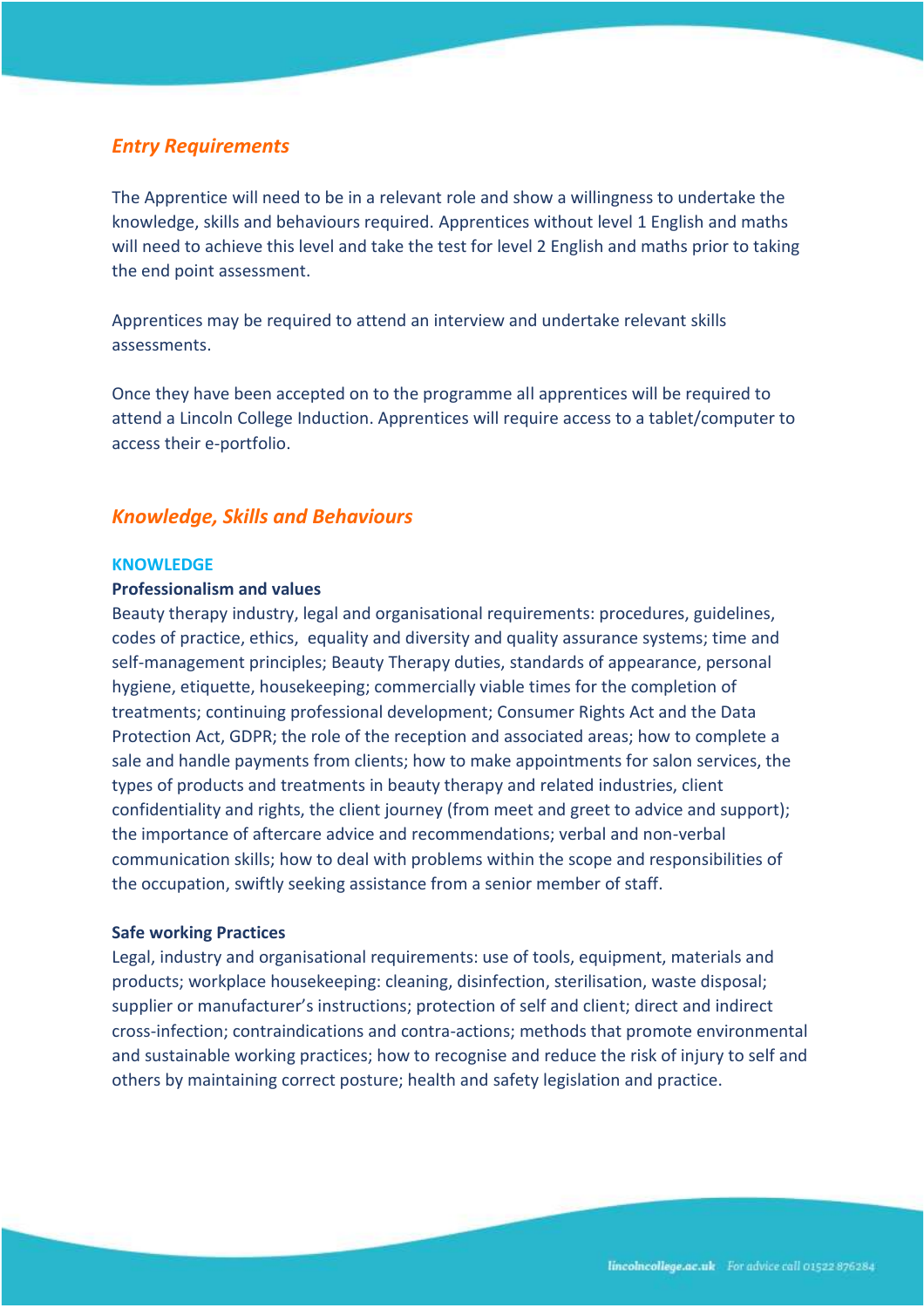## *Entry Requirements*

The Apprentice will need to be in a relevant role and show a willingness to undertake the knowledge, skills and behaviours required. Apprentices without level 1 English and maths will need to achieve this level and take the test for level 2 English and maths prior to taking the end point assessment.

Apprentices may be required to attend an interview and undertake relevant skills assessments.

Once they have been accepted on to the programme all apprentices will be required to attend a Lincoln College Induction. Apprentices will require access to a tablet/computer to access their e-portfolio.

## *Knowledge, Skills and Behaviours*

### KNOWLEDGE

**Professionalism and values**

Beauty therapy industry, legal and organisational requirements: procedures, guidelines, codes of practice, ethics, equality and diversity and quality assurance systems; time and self-management principles; Beauty Therapy duties, standards of appearance, personal hygiene, etiquette, housekeeping; commercially viable times for the completion of treatments; continuing professional development; Consumer Rights Act and the Data Protection Act, GDPR; the role of the reception and associated areas; how to complete a sale and handle payments from clients; how to make appointments for salon services, the types of products and treatments in beauty therapy and related industries, client confidentiality and rights, the client journey (from meet and greet to advice and support); the importance of aftercare advice and recommendations; verbal and non-verbal communication skills; how to deal with problems within the scope and responsibilities of the occupation, swiftly seeking assistance from a senior member of staff.

**Safe working Practices**

Legal, industry and organisational requirements: use of tools, equipment, materials and products; workplace housekeeping: cleaning, disinfection, sterilisation, waste disposal; supplier or manufacturer's instructions; protection of self and client; direct and indirect cross-infection; contraindications and contra-actions; methods that promote environmental and sustainable working practices; how to recognise and reduce the risk of injury to self and others by maintaining correct posture; health and safety legislation and practice.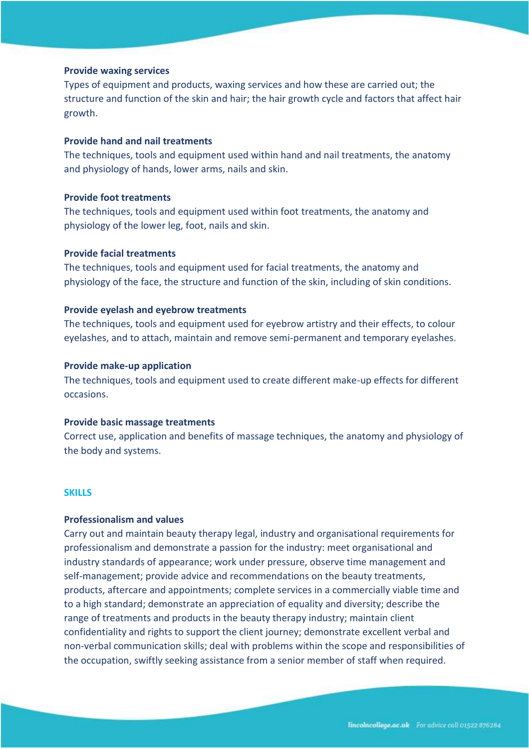**Provide waxing services**
Types of equipment and products, waxing services and how these are carried out; the structure and function of the skin and hair; the hair growth cycle and factors that affect hair growth.

**Provide hand and nail treatments**
The techniques, tools and equipment used within hand and nail treatments, the anatomy and physiology of hands, lower arms, nails and skin.

**Provide foot treatments**
The techniques, tools and equipment used within foot treatments, the anatomy and physiology of the lower leg, foot, nails and skin.

**Provide facial treatments**
The techniques, tools and equipment used for facial treatments, the anatomy and physiology of the face, the structure and function of the skin, including of skin conditions.

**Provide eyelash and eyebrow treatments**
The techniques, tools and equipment used for eyebrow artistry and their effects, to colour eyelashes, and to attach, maintain and remove semi-permanent and temporary eyelashes.

**Provide make-up application**
The techniques, tools and equipment used to create different make-up effects for different occasions.

**Provide basic massage treatments**
Correct use, application and benefits of massage techniques, the anatomy and physiology of the body and systems.

## SKILLS

**Professionalism and values**
Carry out and maintain beauty therapy legal, industry and organisational requirements for professionalism and demonstrate a passion for the industry: meet organisational and industry standards of appearance; work under pressure, observe time management and self-management; provide advice and recommendations on the beauty treatments, products, aftercare and appointments; complete services in a commercially viable time and to a high standard; demonstrate an appreciation of equality and diversity; describe the range of treatments and products in the beauty therapy industry; maintain client confidentiality and rights to support the client journey; demonstrate excellent verbal and non-verbal communication skills; deal with problems within the scope and responsibilities of the occupation, swiftly seeking assistance from a senior member of staff when required.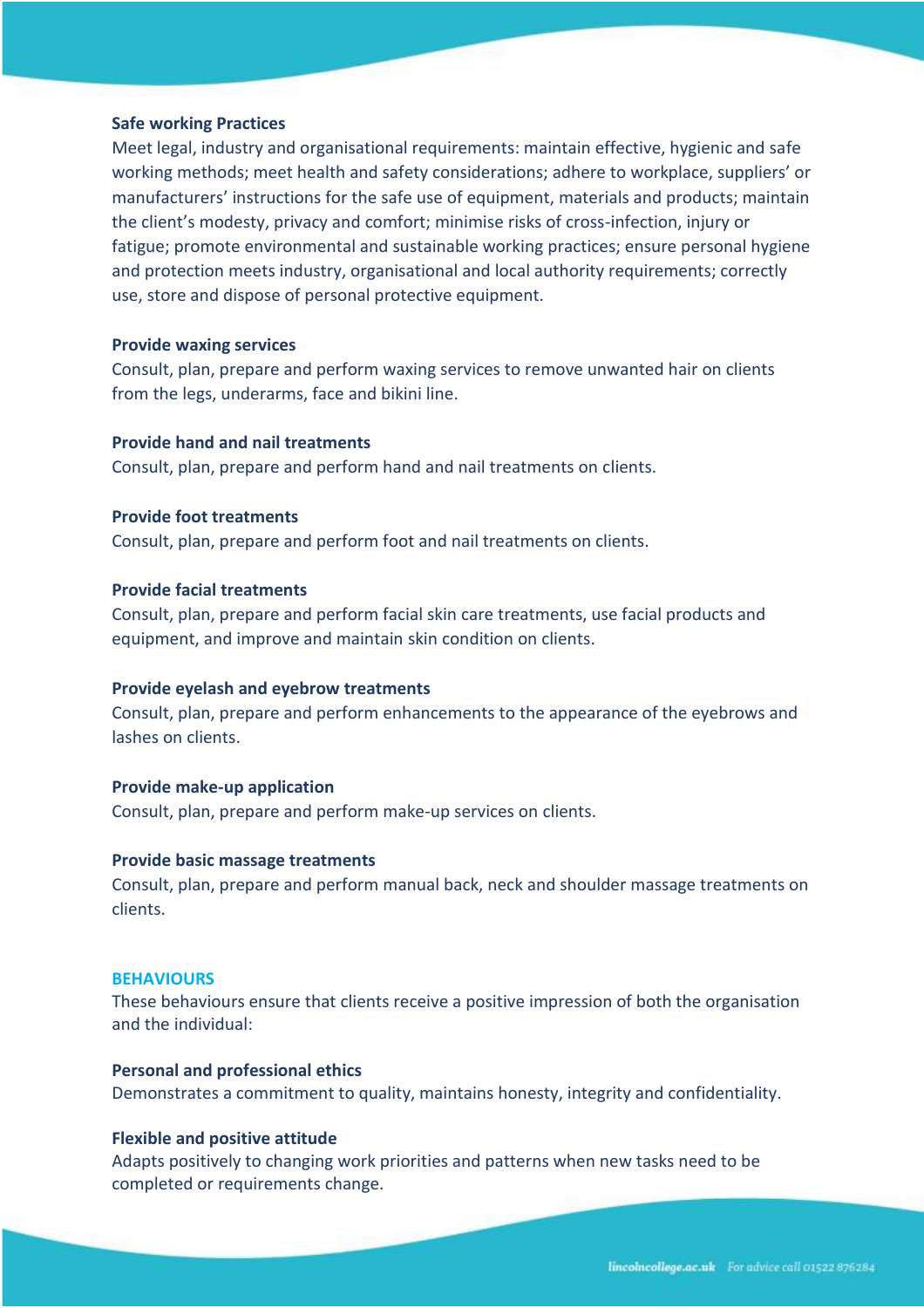**Safe working Practices**

Meet legal, industry and organisational requirements: maintain effective, hygienic and safe working methods; meet health and safety considerations; adhere to workplace, suppliers' or manufacturers' instructions for the safe use of equipment, materials and products; maintain the client's modesty, privacy and comfort; minimise risks of cross-infection, injury or fatigue; promote environmental and sustainable working practices; ensure personal hygiene and protection meets industry, organisational and local authority requirements; correctly use, store and dispose of personal protective equipment.

**Provide waxing services**

Consult, plan, prepare and perform waxing services to remove unwanted hair on clients from the legs, underarms, face and bikini line.

**Provide hand and nail treatments**

Consult, plan, prepare and perform hand and nail treatments on clients.

**Provide foot treatments**

Consult, plan, prepare and perform foot and nail treatments on clients.

**Provide facial treatments**

Consult, plan, prepare and perform facial skin care treatments, use facial products and equipment, and improve and maintain skin condition on clients.

**Provide eyelash and eyebrow treatments**

Consult, plan, prepare and perform enhancements to the appearance of the eyebrows and lashes on clients.

**Provide make-up application**

Consult, plan, prepare and perform make-up services on clients.

**Provide basic massage treatments**

Consult, plan, prepare and perform manual back, neck and shoulder massage treatments on clients.

## BEHAVIOURS

These behaviours ensure that clients receive a positive impression of both the organisation and the individual:

**Personal and professional ethics**

Demonstrates a commitment to quality, maintains honesty, integrity and confidentiality.

**Flexible and positive attitude**

Adapts positively to changing work priorities and patterns when new tasks need to be completed or requirements change.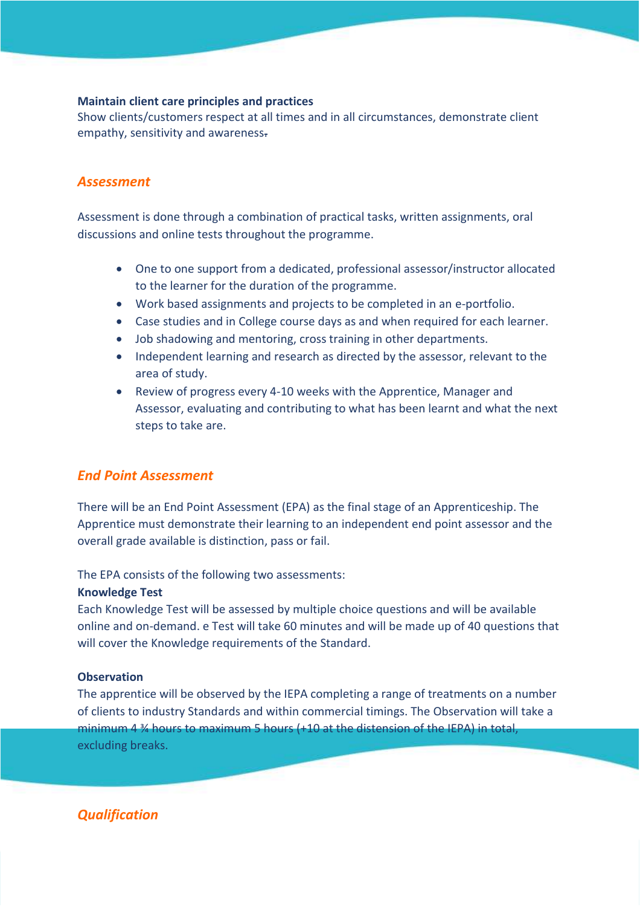**Maintain client care principles and practices**
Show clients/customers respect at all times and in all circumstances, demonstrate client empathy, sensitivity and awareness.

## *Assessment*

Assessment is done through a combination of practical tasks, written assignments, oral discussions and online tests throughout the programme.

- One to one support from a dedicated, professional assessor/instructor allocated to the learner for the duration of the programme.
- Work based assignments and projects to be completed in an e-portfolio.
- Case studies and in College course days as and when required for each learner.
- Job shadowing and mentoring, cross training in other departments.
- Independent learning and research as directed by the assessor, relevant to the area of study.
- Review of progress every 4-10 weeks with the Apprentice, Manager and Assessor, evaluating and contributing to what has been learnt and what the next steps to take are.

## *End Point Assessment*

There will be an End Point Assessment (EPA) as the final stage of an Apprenticeship. The Apprentice must demonstrate their learning to an independent end point assessor and the overall grade available is distinction, pass or fail.

The EPA consists of the following two assessments:

**Knowledge Test**
Each Knowledge Test will be assessed by multiple choice questions and will be available online and on-demand. e Test will take 60 minutes and will be made up of 40 questions that will cover the Knowledge requirements of the Standard.

**Observation**
The apprentice will be observed by the IEPA completing a range of treatments on a number of clients to industry Standards and within commercial timings. The Observation will take a minimum 4 ¾ hours to maximum 5 hours (+10 at the distension of the IEPA) in total, excluding breaks.

## *Qualification*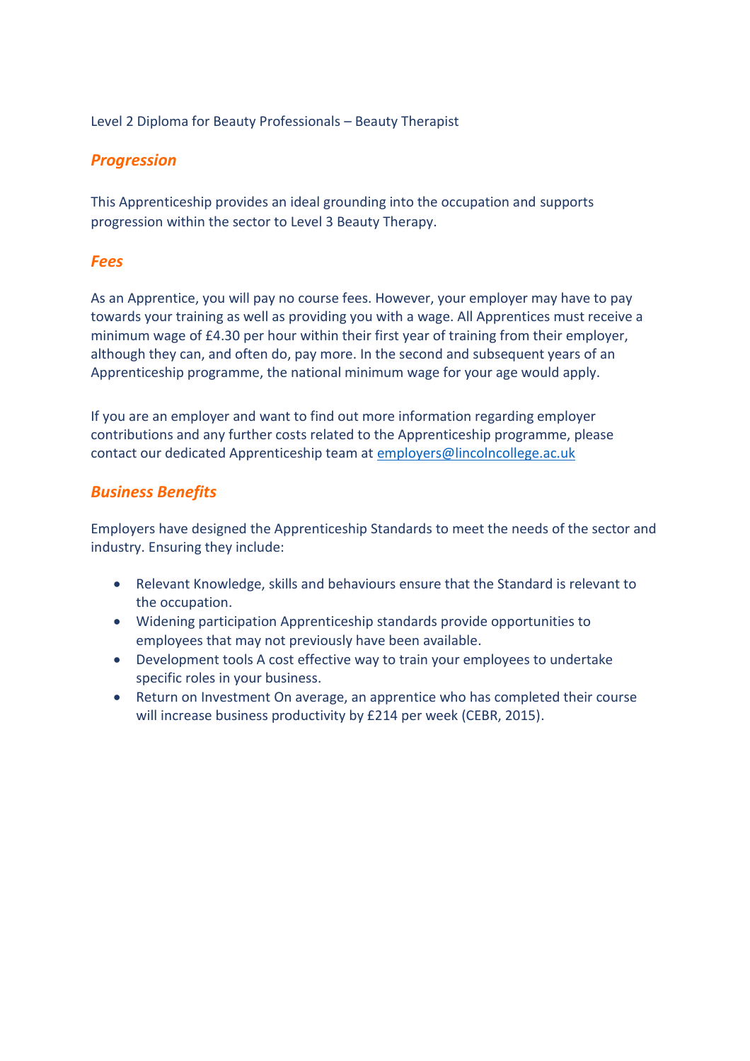Level 2 Diploma for Beauty Professionals – Beauty Therapist

## *Progression*

This Apprenticeship provides an ideal grounding into the occupation and supports progression within the sector to Level 3 Beauty Therapy.

## *Fees*

As an Apprentice, you will pay no course fees. However, your employer may have to pay towards your training as well as providing you with a wage. All Apprentices must receive a minimum wage of £4.30 per hour within their first year of training from their employer, although they can, and often do, pay more. In the second and subsequent years of an Apprenticeship programme, the national minimum wage for your age would apply.

If you are an employer and want to find out more information regarding employer contributions and any further costs related to the Apprenticeship programme, please contact our dedicated Apprenticeship team at [employers@lincolncollege.ac.uk](mailto:employers@lincolncollege.ac.uk)

## *Business Benefits*

Employers have designed the Apprenticeship Standards to meet the needs of the sector and industry. Ensuring they include:

- Relevant Knowledge, skills and behaviours ensure that the Standard is relevant to the occupation.
- Widening participation Apprenticeship standards provide opportunities to employees that may not previously have been available.
- Development tools A cost effective way to train your employees to undertake specific roles in your business.
- Return on Investment On average, an apprentice who has completed their course will increase business productivity by £214 per week (CEBR, 2015).